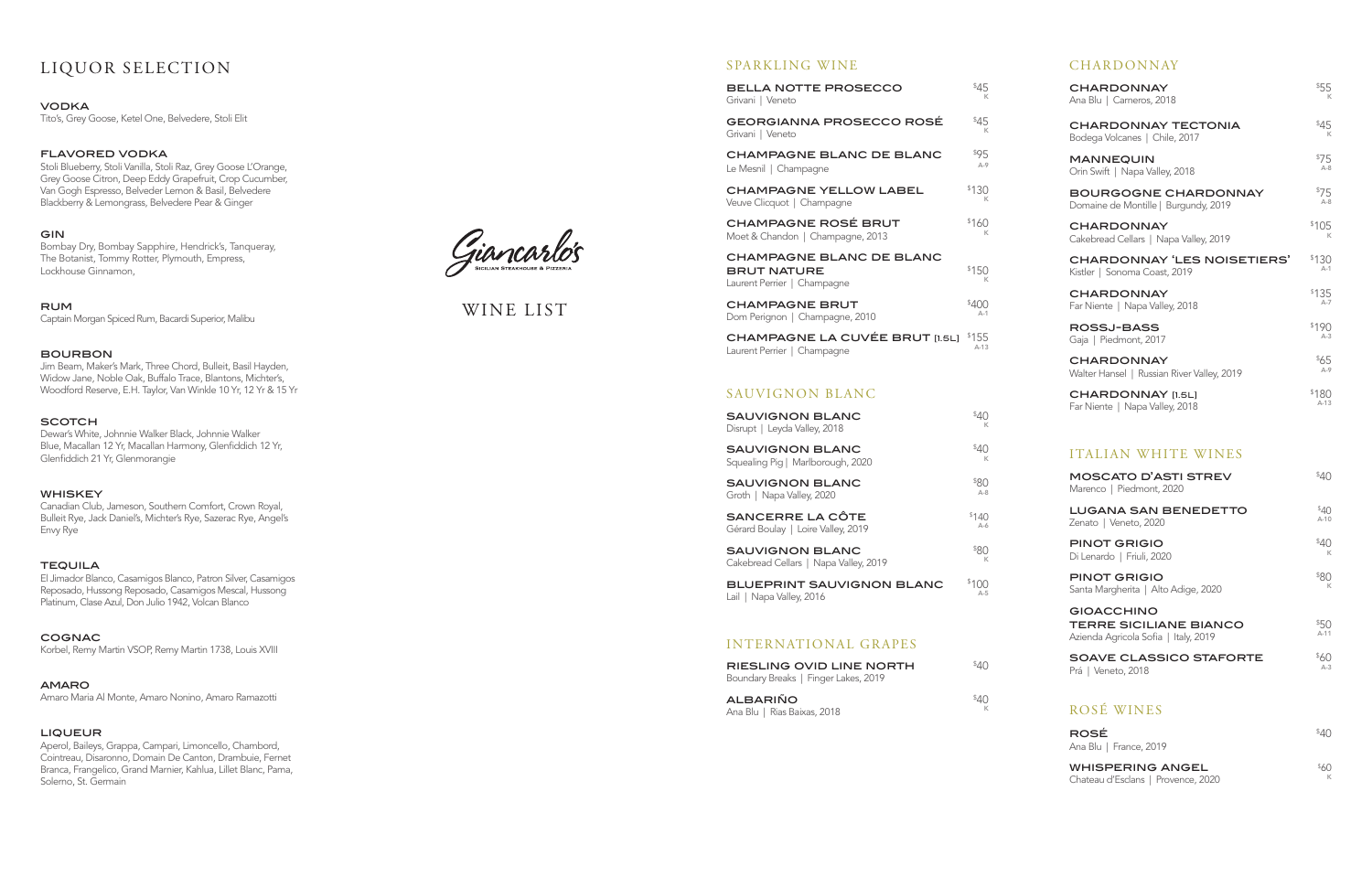# LIQUOR SELECTION

### VODKA
Tito's, Grey Goose, Ketel One, Belvedere, Stoli Elit

### FLAVORED VODKA
Stoli Blueberry, Stoli Vanilla, Stoli Raz, Grey Goose L'Orange, Grey Goose Citron, Deep Eddy Grapefruit, Crop Cucumber, Van Gogh Espresso, Belveder Lemon & Basil, Belvedere Blackberry & Lemongrass, Belvedere Pear & Ginger

### GIN
Bombay Dry, Bombay Sapphire, Hendrick's, Tanqueray, The Botanist, Tommy Rotter, Plymouth, Empress, Lockhouse Ginnamon,

### RUM
Captain Morgan Spiced Rum, Bacardi Superior, Malibu

### BOURBON
Jim Beam, Maker's Mark, Three Chord, Bulleit, Basil Hayden, Widow Jane, Noble Oak, Buffalo Trace, Blantons, Michter's, Woodford Reserve, E.H. Taylor, Van Winkle 10 Yr, 12 Yr & 15 Yr

### SCOTCH
Dewar's White, Johnnie Walker Black, Johnnie Walker Blue, Macallan 12 Yr, Macallan Harmony, Glenfiddich 12 Yr, Glenfiddich 21 Yr, Glenmorangie

### WHISKEY
Canadian Club, Jameson, Southern Comfort, Crown Royal, Bulleit Rye, Jack Daniel's, Michter's Rye, Sazerac Rye, Angel's Envy Rye

### TEQUILA
El Jimador Blanco, Casamigos Blanco, Patron Silver, Casamigos Reposado, Hussong Reposado, Casamigos Mescal, Hussong Platinum, Clase Azul, Don Julio 1942, Volcan Blanco

### COGNAC
Korbel, Remy Martin VSOP, Remy Martin 1738, Louis XVIII

### AMARO
Amaro Maria Al Monte, Amaro Nonino, Amaro Ramazotti

### LIQUEUR
Aperol, Baileys, Grappa, Campari, Limoncello, Chambord, Cointreau, Disaronno, Domain De Canton, Drambuie, Fernet Branca, Frangelico, Grand Marnier, Kahlua, Lillet Blanc, Pama, Solerno, St. Germain

Giancarlo's
Sicilian Steakhouse & Pizzeria

# WINE LIST

## SPARKLING WINE

**BELLA NOTTE PROSECCO** — $45 K
Grivani | Veneto

**GEORGIANNA PROSECCO ROSÉ** — $45 K
Grivani | Veneto

**CHAMPAGNE BLANC DE BLANC** — $95 A-9
Le Mesnil | Champagne

**CHAMPAGNE YELLOW LABEL** — $130 K
Veuve Clicquot | Champagne

**CHAMPAGNE ROSÉ BRUT** — $160 K
Moet & Chandon | Champagne, 2013

**CHAMPAGNE BLANC DE BLANC BRUT NATURE** — $150 K
Laurent Perrier | Champagne

**CHAMPAGNE BRUT** — $400 A-1
Dom Perignon | Champagne, 2010

**CHAMPAGNE LA CUVÉE BRUT [1.5L]** — $155 A-13
Laurent Perrier | Champagne

## SAUVIGNON BLANC

**SAUVIGNON BLANC** — $40 K
Disrupt | Leyda Valley, 2018

**SAUVIGNON BLANC** — $40 K
Squealing Pig | Marlborough, 2020

**SAUVIGNON BLANC** — $80 A-8
Groth | Napa Valley, 2020

**SANCERRE LA CÔTE** — $140 A-6
Gérard Boulay | Loire Valley, 2019

**SAUVIGNON BLANC** — $80 K
Cakebread Cellars | Napa Valley, 2019

**BLUEPRINT SAUVIGNON BLANC** — $100 A-5
Lail | Napa Valley, 2016

## INTERNATIONAL GRAPES

**RIESLING OVID LINE NORTH** — $40
Boundary Breaks | Finger Lakes, 2019

**ALBARIÑO** — $40 K
Ana Blu | Rias Baixas, 2018

## CHARDONNAY

**CHARDONNAY** — $55 K
Ana Blu | Carneros, 2018

**CHARDONNAY TECTONIA** — $45 K
Bodega Volcanes | Chile, 2017

**MANNEQUIN** — $75 A-8
Orin Swift | Napa Valley, 2018

**BOURGOGNE CHARDONNAY** — $75 A-8
Domaine de Montille | Burgundy, 2019

**CHARDONNAY** — $105 K
Cakebread Cellars | Napa Valley, 2019

**CHARDONNAY 'LES NOISETIERS'** — $130 A-1
Kistler | Sonoma Coast, 2019

**CHARDONNAY** — $135 A-7
Far Niente | Napa Valley, 2018

**ROSSJ-BASS** — $190 A-3
Gaja | Piedmont, 2017

**CHARDONNAY** — $65 A-9
Walter Hansel | Russian River Valley, 2019

**CHARDONNAY [1.5L]** — $180 A-13
Far Niente | Napa Valley, 2018

## ITALIAN WHITE WINES

**MOSCATO D'ASTI STREV** — $40
Marenco | Piedmont, 2020

**LUGANA SAN BENEDETTO** — $40 A-10
Zenato | Veneto, 2020

**PINOT GRIGIO** — $40 K
Di Lenardo | Friuli, 2020

**PINOT GRIGIO** — $80 K
Santa Margherita | Alto Adige, 2020

**GIOACCHINO TERRE SICILIANE BIANCO** — $50 A-11
Azienda Agricola Sofia | Italy, 2019

**SOAVE CLASSICO STAFORTE** — $60 A-3
Prá | Veneto, 2018

## ROSÉ WINES

**ROSÉ** — $40
Ana Blu | France, 2019

**WHISPERING ANGEL** — $60 K
Chateau d'Esclans | Provence, 2020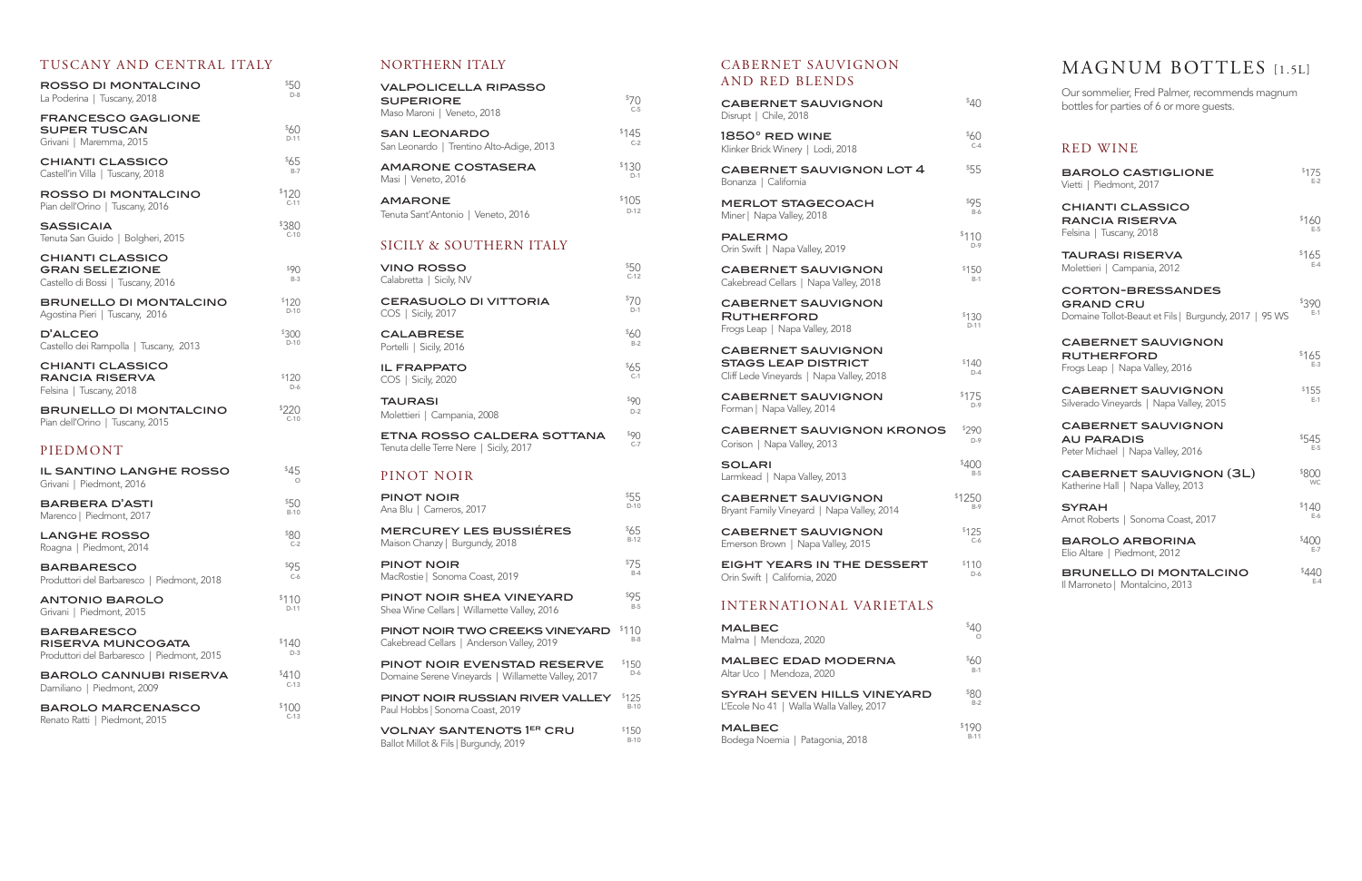## TUSCANY AND CENTRAL ITALY

**ROSSO DI MONTALCINO**
La Poderina | Tuscany, 2018
$50 D-8

**FRANCESCO GAGLIONE SUPER TUSCAN**
Grivani | Maremma, 2015
$60 D-11

**CHIANTI CLASSICO**
Castell'in Villa | Tuscany, 2018
$65 B-7

**ROSSO DI MONTALCINO**
Pian dell'Orino | Tuscany, 2016
$120 C-11

**SASSICAIA**
Tenuta San Guido | Bolgheri, 2015
$380 C-10

**CHIANTI CLASSICO GRAN SELEZIONE**
Castello di Bossi | Tuscany, 2016
$90 B-3

**BRUNELLO DI MONTALCINO**
Agostina Pieri | Tuscany, 2016
$120 D-10

**D'ALCEO**
Castello dei Rampolla | Tuscany, 2013
$300 D-10

**CHIANTI CLASSICO RANCIA RISERVA**
Felsina | Tuscany, 2018
$120 D-6

**BRUNELLO DI MONTALCINO**
Pian dell'Orino | Tuscany, 2015
$220 C-10

## PIEDMONT

**IL SANTINO LANGHE ROSSO**
Grivani | Piedmont, 2016
$45 O

**BARBERA D'ASTI**
Marenco | Piedmont, 2017
$50 B-10

**LANGHE ROSSO**
Roagna | Piedmont, 2014
$80 C-2

**BARBARESCO**
Produttori del Barbaresco | Piedmont, 2018
$95 C-6

**ANTONIO BAROLO**
Grivani | Piedmont, 2015
$110 D-11

**BARBARESCO RISERVA MUNCOGATA**
Produttori del Barbaresco | Piedmont, 2015
$140 D-3

**BAROLO CANNUBI RISERVA**
Damiliano | Piedmont, 2009
$410 C-13

**BAROLO MARCENASCO**
Renato Ratti | Piedmont, 2015
$100 C-13

## NORTHERN ITALY

**VALPOLICELLA RIPASSO SUPERIORE**
Maso Maroni | Veneto, 2018
$70 C-5

**SAN LEONARDO**
San Leonardo | Trentino Alto-Adige, 2013
$145 C-2

**AMARONE COSTASERA**
Masi | Veneto, 2016
$130 D-1

**AMARONE**
Tenuta Sant'Antonio | Veneto, 2016
$105 D-12

## SICILY & SOUTHERN ITALY

**VINO ROSSO**
Calabretta | Sicily, NV
$50 C-12

**CERASUOLO DI VITTORIA**
COS | Sicily, 2017
$70 D-1

**CALABRESE**
Portelli | Sicily, 2016
$60 B-2

**IL FRAPPATO**
COS | Sicily, 2020
$65 C-1

**TAURASI**
Molettieri | Campania, 2008
$90 D-2

**ETNA ROSSO CALDERA SOTTANA**
Tenuta delle Terre Nere | Sicily, 2017
$90 C-7

## PINOT NOIR

**PINOT NOIR**
Ana Blu | Carneros, 2017
$55 D-10

**MERCUREY LES BUSSIÈRES**
Maison Chanzy | Burgundy, 2018
$65 B-12

**PINOT NOIR**
MacRostie | Sonoma Coast, 2019
$75 B-4

**PINOT NOIR SHEA VINEYARD**
Shea Wine Cellars | Willamette Valley, 2016
$95 B-5

**PINOT NOIR TWO CREEKS VINEYARD**
Cakebread Cellars | Anderson Valley, 2019
$110 B-8

**PINOT NOIR EVENSTAD RESERVE**
Domaine Serene Vineyards | Willamette Valley, 2017
$150 D-6

**PINOT NOIR RUSSIAN RIVER VALLEY**
Paul Hobbs | Sonoma Coast, 2019
$125 B-10

**VOLNAY SANTENOTS 1ER CRU**
Ballot Millot & Fils | Burgundy, 2019
$150 B-10

## CABERNET SAUVIGNON AND RED BLENDS

**CABERNET SAUVIGNON**
Disrupt | Chile, 2018
$40

**1850° RED WINE**
Klinker Brick Winery | Lodi, 2018
$60 C-4

**CABERNET SAUVIGNON LOT 4**
Bonanza | California
$55

**MERLOT STAGECOACH**
Miner | Napa Valley, 2018
$95 B-6

**PALERMO**
Orin Swift | Napa Valley, 2019
$110 D-9

**CABERNET SAUVIGNON**
Cakebread Cellars | Napa Valley, 2018
$150 B-1

**CABERNET SAUVIGNON RUTHERFORD**
Frogs Leap | Napa Valley, 2018
$130 D-11

**CABERNET SAUVIGNON STAGS LEAP DISTRICT**
Cliff Lede Vineyards | Napa Valley, 2018
$140 D-4

**CABERNET SAUVIGNON**
Forman | Napa Valley, 2014
$175 D-9

**CABERNET SAUVIGNON KRONOS**
Corison | Napa Valley, 2013
$290 D-9

**SOLARI**
Larmkead | Napa Valley, 2013
$400 B-5

**CABERNET SAUVIGNON**
Bryant Family Vineyard | Napa Valley, 2014
$1250 B-9

**CABERNET SAUVIGNON**
Emerson Brown | Napa Valley, 2015
$125 C-6

**EIGHT YEARS IN THE DESSERT**
Orin Swift | California, 2020
$110 D-6

## INTERNATIONAL VARIETALS

**MALBEC**
Malma | Mendoza, 2020
$40 O

**MALBEC EDAD MODERNA**
Altar Uco | Mendoza, 2020
$60 B-1

**SYRAH SEVEN HILLS VINEYARD**
L'Ecole No 41 | Walla Walla Valley, 2017
$80 B-2

**MALBEC**
Bodega Noemia | Patagonia, 2018
$190 B-11

# MAGNUM BOTTLES [1.5L]

Our sommelier, Fred Palmer, recommends magnum bottles for parties of 6 or more guests.

## RED WINE

**BAROLO CASTIGLIONE**
Vietti | Piedmont, 2017
$175 E-2

**CHIANTI CLASSICO RANCIA RISERVA**
Felsina | Tuscany, 2018
$160 E-5

**TAURASI RISERVA**
Molettieri | Campania, 2012
$165 E-4

**CORTON-BRESSANDES GRAND CRU**
Domaine Tollot-Beaut et Fils | Burgundy, 2017 | 95 WS
$390 E-1

**CABERNET SAUVIGNON RUTHERFORD**
Frogs Leap | Napa Valley, 2016
$165 E-3

**CABERNET SAUVIGNON**
Silverado Vineyards | Napa Valley, 2015
$155 E-1

**CABERNET SAUVIGNON AU PARADIS**
Peter Michael | Napa Valley, 2016
$545 E-5

**CABERNET SAUVIGNON (3L)**
Katherine Hall | Napa Valley, 2013
$800 WC

**SYRAH**
Arnot Roberts | Sonoma Coast, 2017
$140 E-6

**BAROLO ARBORINA**
Elio Altare | Piedmont, 2012
$400 E-7

**BRUNELLO DI MONTALCINO**
Il Marroneto | Montalcino, 2013
$440 E-4